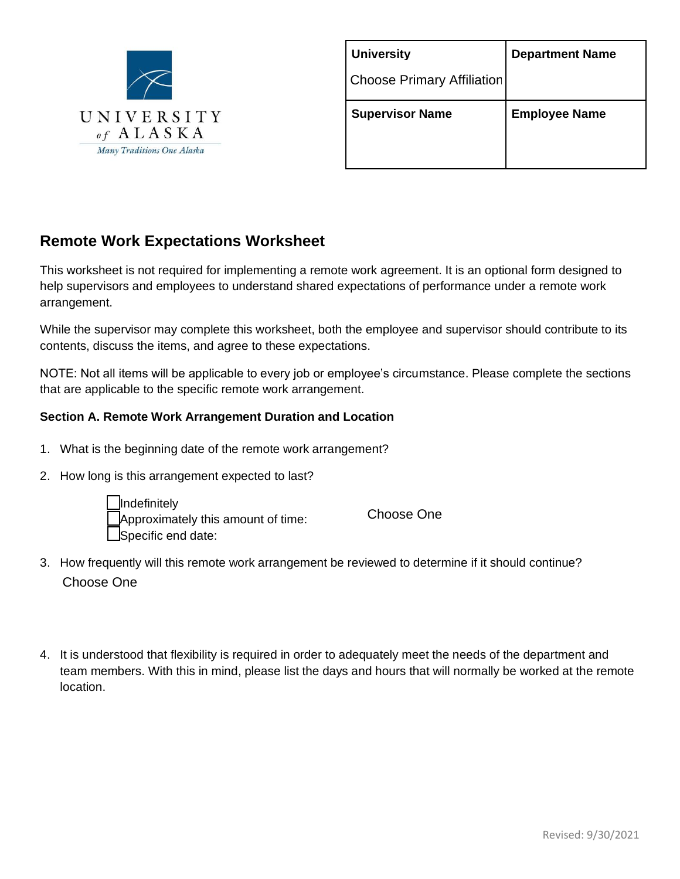UNIVERSITY of ALASKA

*Many Traditions One Alaska*

| University<br>Choose Primary Affiliation | Department Name |
| --- | --- |
| **Supervisor Name** | **Employee Name** |

## Remote Work Expectations Worksheet

This worksheet is not required for implementing a remote work agreement. It is an optional form designed to help supervisors and employees to understand shared expectations of performance under a remote work arrangement.

While the supervisor may complete this worksheet, both the employee and supervisor should contribute to its contents, discuss the items, and agree to these expectations.

NOTE: Not all items will be applicable to every job or employee's circumstance. Please complete the sections that are applicable to the specific remote work arrangement.

**Section A. Remote Work Arrangement Duration and Location**

1. What is the beginning date of the remote work arrangement?
2. How long is this arrangement expected to last?

   - ☐ Indefinitely
   - ☐ Approximately this amount of time: Choose One
   - ☐ Specific end date:

3. How frequently will this remote work arrangement be reviewed to determine if it should continue?
   Choose One

4. It is understood that flexibility is required in order to adequately meet the needs of the department and team members. With this in mind, please list the days and hours that will normally be worked at the remote location.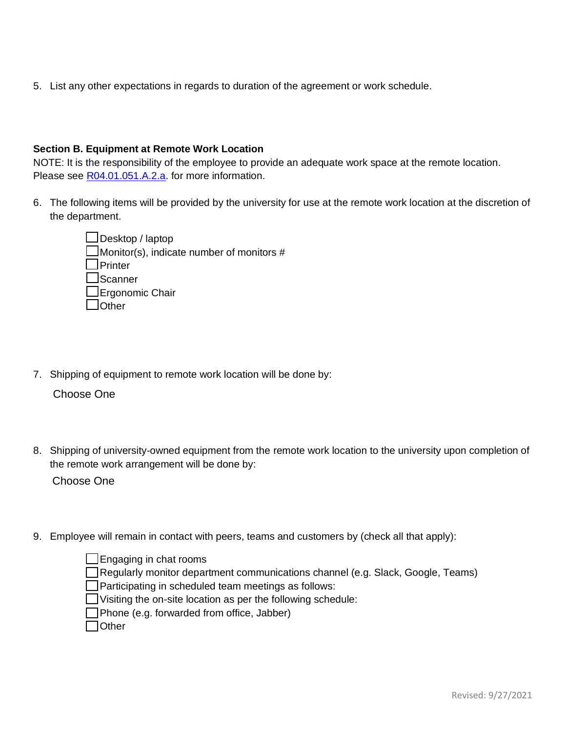5. List any other expectations in regards to duration of the agreement or work schedule.

**Section B. Equipment at Remote Work Location**

NOTE: It is the responsibility of the employee to provide an adequate work space at the remote location. Please see [R04.01.051.A.2.a](). for more information.

6. The following items will be provided by the university for use at the remote work location at the discretion of the department.

   - ☐ Desktop / laptop
   - ☐ Monitor(s), indicate number of monitors #
   - ☐ Printer
   - ☐ Scanner
   - ☐ Ergonomic Chair
   - ☐ Other

7. Shipping of equipment to remote work location will be done by:

   Choose One

8. Shipping of university-owned equipment from the remote work location to the university upon completion of the remote work arrangement will be done by:

   Choose One

9. Employee will remain in contact with peers, teams and customers by (check all that apply):

   - ☐ Engaging in chat rooms
   - ☐ Regularly monitor department communications channel (e.g. Slack, Google, Teams)
   - ☐ Participating in scheduled team meetings as follows:
   - ☐ Visiting the on-site location as per the following schedule:
   - ☐ Phone (e.g. forwarded from office, Jabber)
   - ☐ Other

Revised: 9/27/2021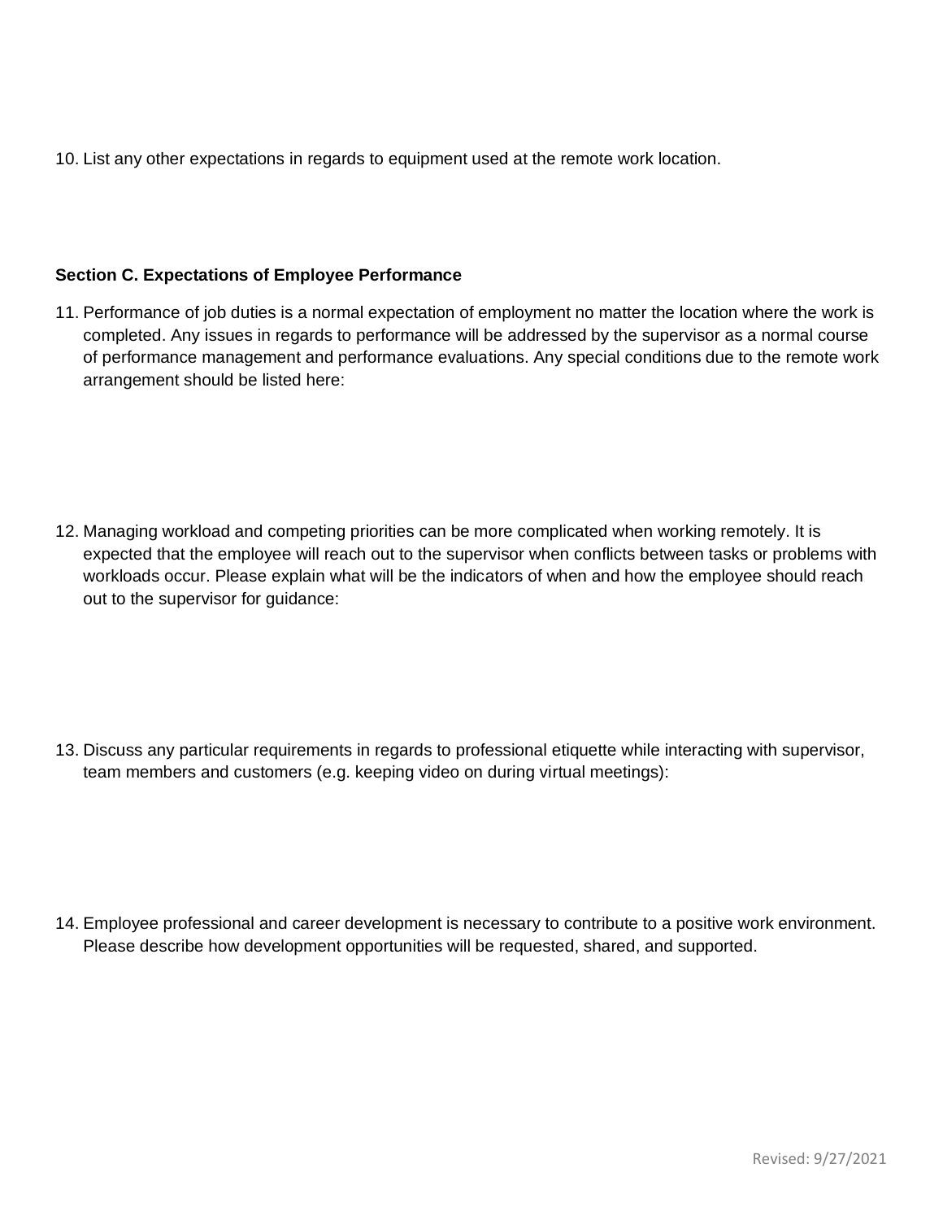10. List any other expectations in regards to equipment used at the remote work location.

**Section C. Expectations of Employee Performance**

11. Performance of job duties is a normal expectation of employment no matter the location where the work is completed. Any issues in regards to performance will be addressed by the supervisor as a normal course of performance management and performance evaluations. Any special conditions due to the remote work arrangement should be listed here:

12. Managing workload and competing priorities can be more complicated when working remotely. It is expected that the employee will reach out to the supervisor when conflicts between tasks or problems with workloads occur. Please explain what will be the indicators of when and how the employee should reach out to the supervisor for guidance:

13. Discuss any particular requirements in regards to professional etiquette while interacting with supervisor, team members and customers (e.g. keeping video on during virtual meetings):

14. Employee professional and career development is necessary to contribute to a positive work environment. Please describe how development opportunities will be requested, shared, and supported.

Revised: 9/27/2021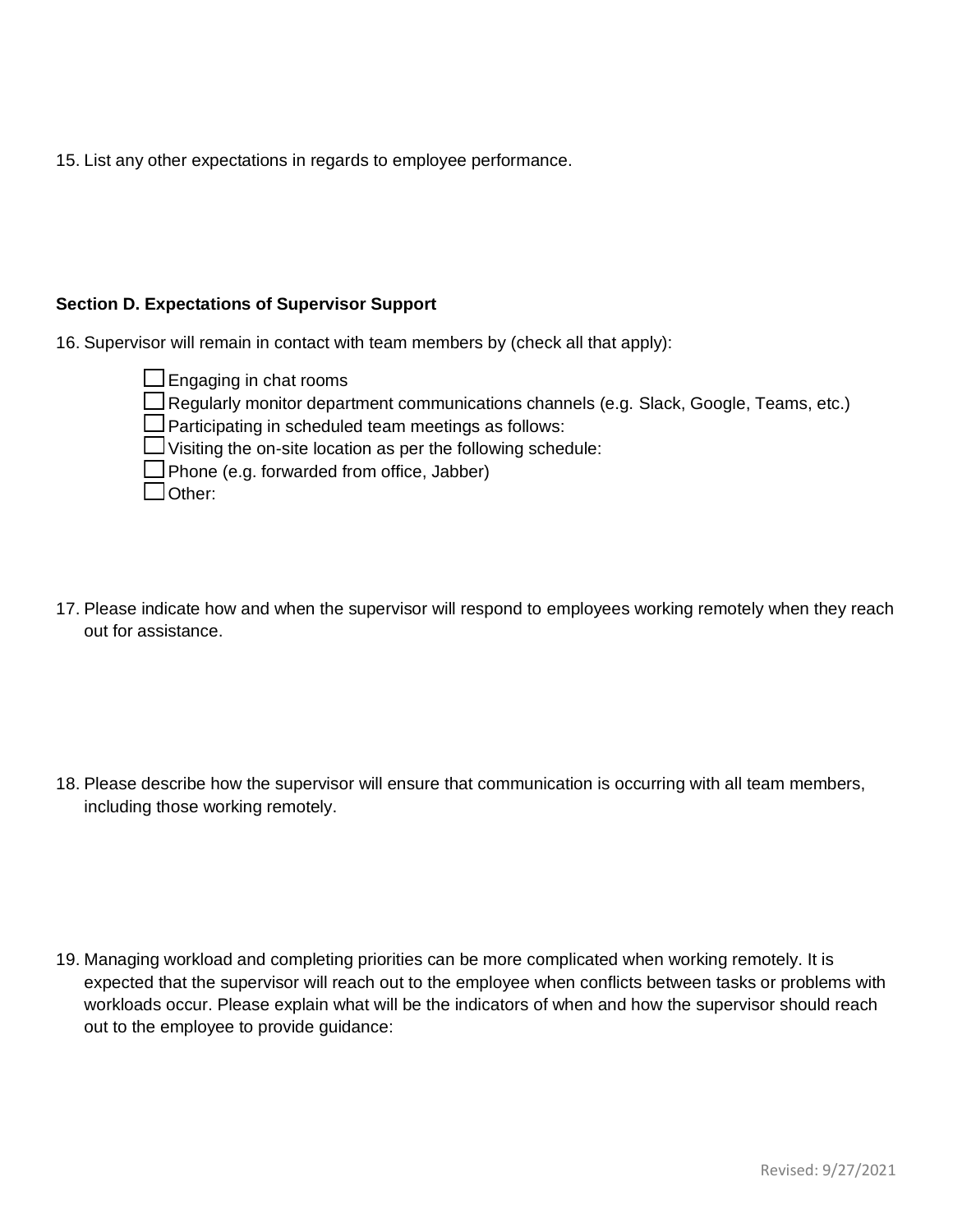15. List any other expectations in regards to employee performance.

### Section D. Expectations of Supervisor Support

16. Supervisor will remain in contact with team members by (check all that apply):

    - ☐ Engaging in chat rooms
    - ☐ Regularly monitor department communications channels (e.g. Slack, Google, Teams, etc.)
    - ☐ Participating in scheduled team meetings as follows:
    - ☐ Visiting the on-site location as per the following schedule:
    - ☐ Phone (e.g. forwarded from office, Jabber)
    - ☐ Other:

17. Please indicate how and when the supervisor will respond to employees working remotely when they reach out for assistance.

18. Please describe how the supervisor will ensure that communication is occurring with all team members, including those working remotely.

19. Managing workload and completing priorities can be more complicated when working remotely. It is expected that the supervisor will reach out to the employee when conflicts between tasks or problems with workloads occur. Please explain what will be the indicators of when and how the supervisor should reach out to the employee to provide guidance:

Revised: 9/27/2021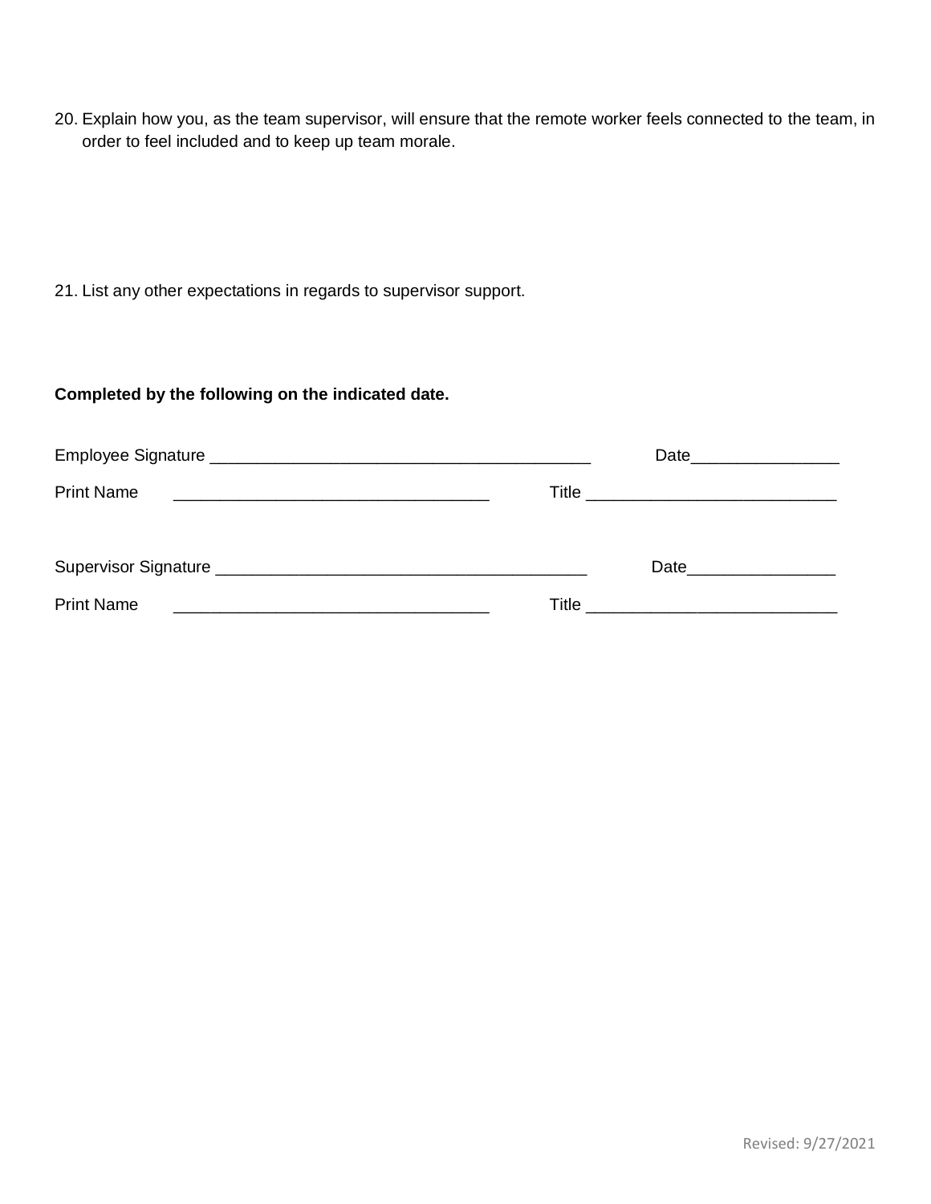20. Explain how you, as the team supervisor, will ensure that the remote worker feels connected to the team, in order to feel included and to keep up team morale.

21. List any other expectations in regards to supervisor support.

**Completed by the following on the indicated date.**

Employee Signature ________________________________________ Date________________

Print Name __________________________________ Title ___________________________

Supervisor Signature _______________________________________ Date________________

Print Name __________________________________ Title ___________________________

Revised: 9/27/2021